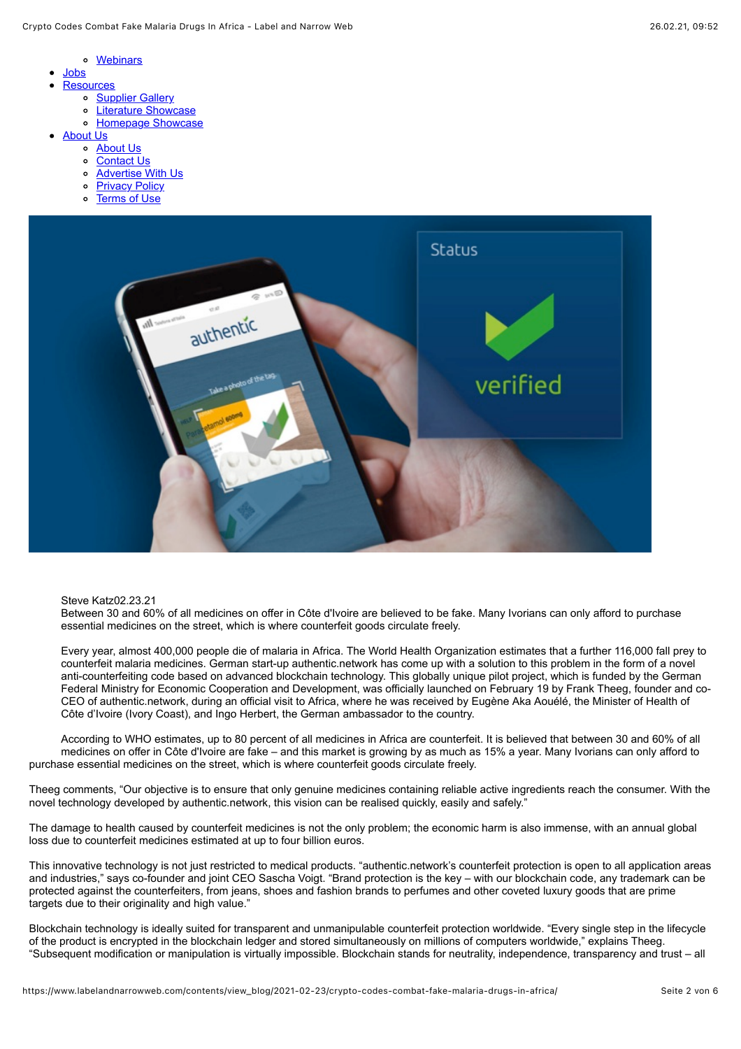- Webinars
- Jobs
- Resources
  - Supplier Gallery
  - Literature Showcase
  - Homepage Showcase
- About Us
  - About Us
  - Contact Us
  - Advertise With Us
  - Privacy Policy
  - Terms of Use

Steve Katz02.23.21

Between 30 and 60% of all medicines on offer in Côte d'Ivoire are believed to be fake. Many Ivorians can only afford to purchase essential medicines on the street, which is where counterfeit goods circulate freely.

Every year, almost 400,000 people die of malaria in Africa. The World Health Organization estimates that a further 116,000 fall prey to counterfeit malaria medicines. German start-up authentic.network has come up with a solution to this problem in the form of a novel anti-counterfeiting code based on advanced blockchain technology. This globally unique pilot project, which is funded by the German Federal Ministry for Economic Cooperation and Development, was officially launched on February 19 by Frank Theeg, founder and co-CEO of authentic.network, during an official visit to Africa, where he was received by Eugène Aka Aouélé, the Minister of Health of Côte d'Ivoire (Ivory Coast), and Ingo Herbert, the German ambassador to the country.

According to WHO estimates, up to 80 percent of all medicines in Africa are counterfeit. It is believed that between 30 and 60% of all medicines on offer in Côte d'Ivoire are fake – and this market is growing by as much as 15% a year. Many Ivorians can only afford to purchase essential medicines on the street, which is where counterfeit goods circulate freely.

Theeg comments, "Our objective is to ensure that only genuine medicines containing reliable active ingredients reach the consumer. With the novel technology developed by authentic.network, this vision can be realised quickly, easily and safely."

The damage to health caused by counterfeit medicines is not the only problem; the economic harm is also immense, with an annual global loss due to counterfeit medicines estimated at up to four billion euros.

This innovative technology is not just restricted to medical products. "authentic.network's counterfeit protection is open to all application areas and industries," says co-founder and joint CEO Sascha Voigt. "Brand protection is the key – with our blockchain code, any trademark can be protected against the counterfeiters, from jeans, shoes and fashion brands to perfumes and other coveted luxury goods that are prime targets due to their originality and high value."

Blockchain technology is ideally suited for transparent and unmanipulable counterfeit protection worldwide. "Every single step in the lifecycle of the product is encrypted in the blockchain ledger and stored simultaneously on millions of computers worldwide," explains Theeg. "Subsequent modification or manipulation is virtually impossible. Blockchain stands for neutrality, independence, transparency and trust – all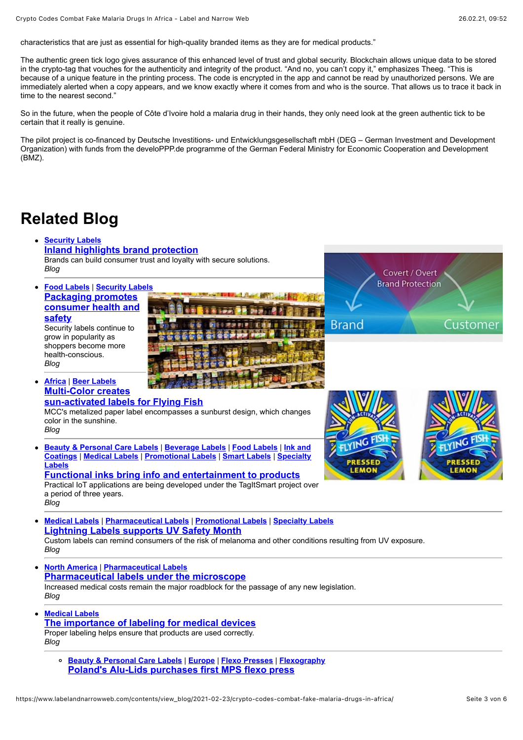characteristics that are just as essential for high-quality branded items as they are for medical products."

The authentic green tick logo gives assurance of this enhanced level of trust and global security. Blockchain allows unique data to be stored in the crypto-tag that vouches for the authenticity and integrity of the product. "And no, you can't copy it," emphasizes Theeg. "This is because of a unique feature in the printing process. The code is encrypted in the app and cannot be read by unauthorized persons. We are immediately alerted when a copy appears, and we know exactly where it comes from and who is the source. That allows us to trace it back in time to the nearest second."

So in the future, when the people of Côte d'Ivoire hold a malaria drug in their hands, they only need look at the green authentic tick to be certain that it really is genuine.

The pilot project is co-financed by Deutsche Investitions- und Entwicklungsgesellschaft mbH (DEG – German Investment and Development Organization) with funds from the develoPPP.de programme of the German Federal Ministry for Economic Cooperation and Development (BMZ).

## Related Blog

- **Security Labels**
  **Inland highlights brand protection**
  Brands can build consumer trust and loyalty with secure solutions.
  *Blog*
- **Food Labels** | **Security Labels**
  **Packaging promotes consumer health and safety**
  Security labels continue to grow in popularity as shoppers become more health-conscious.
  *Blog*
- **Africa** | **Beer Labels**
  **Multi-Color creates sun-activated labels for Flying Fish**
  MCC's metalized paper label encompasses a sunburst design, which changes color in the sunshine.
  *Blog*
- **Beauty & Personal Care Labels** | **Beverage Labels** | **Food Labels** | **Ink and Coatings** | **Medical Labels** | **Promotional Labels** | **Smart Labels** | **Specialty Labels**
  **Functional inks bring info and entertainment to products**
  Practical IoT applications are being developed under the TagItSmart project over a period of three years.
  *Blog*
- **Medical Labels** | **Pharmaceutical Labels** | **Promotional Labels** | **Specialty Labels**
  **Lightning Labels supports UV Safety Month**
  Custom labels can remind consumers of the risk of melanoma and other conditions resulting from UV exposure.
  *Blog*
- **North America** | **Pharmaceutical Labels**
  **Pharmaceutical labels under the microscope**
  Increased medical costs remain the major roadblock for the passage of any new legislation.
  *Blog*
- **Medical Labels**
  **The importance of labeling for medical devices**
  Proper labeling helps ensure that products are used correctly.
  *Blog*
  - **Beauty & Personal Care Labels** | **Europe** | **Flexo Presses** | **Flexography**
    **Poland's Alu-Lids purchases first MPS flexo press**